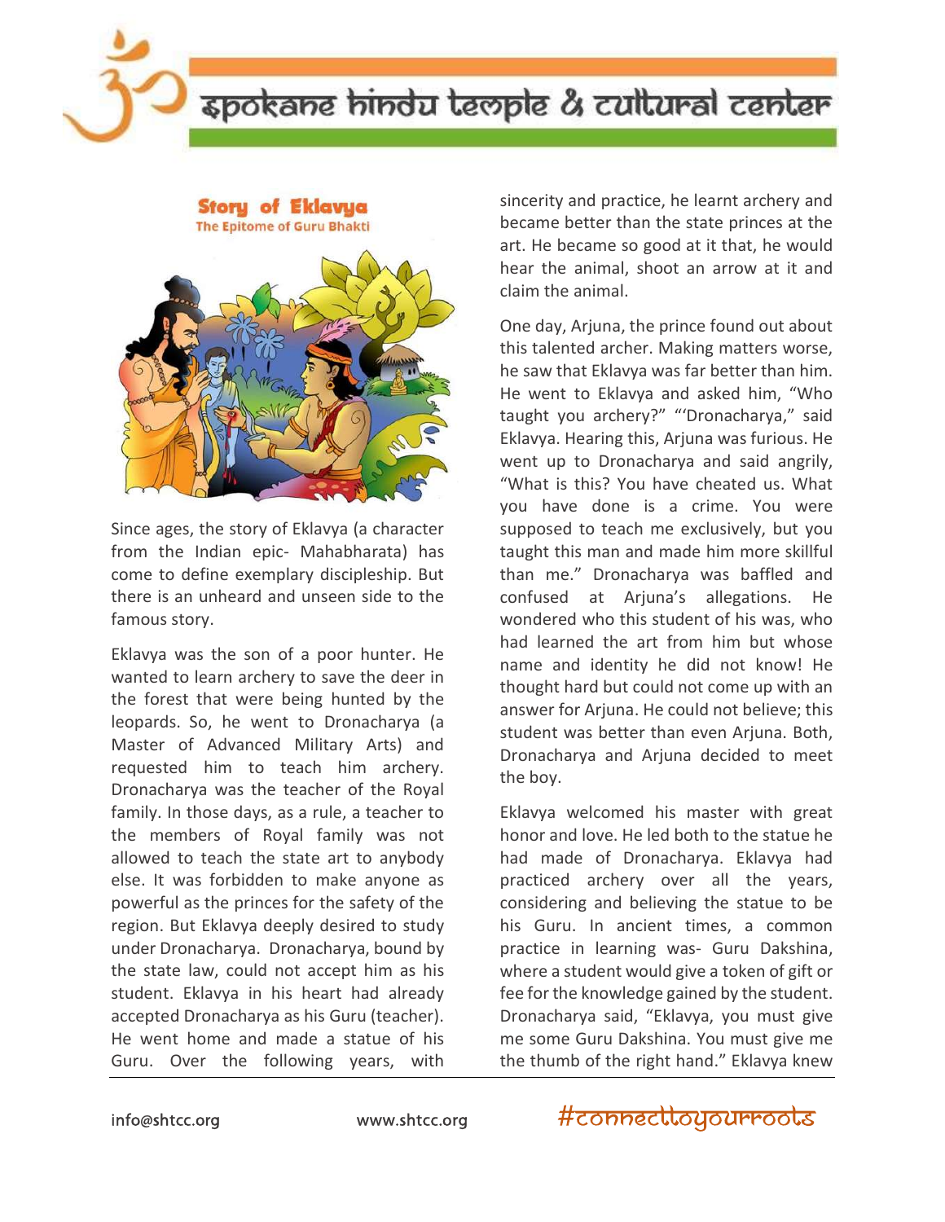## Story of Eklavya

### The Epitome of Guru Bhakti

Since ages, the story of Eklavya (a character from the Indian epic- Mahabharata) has come to define exemplary discipleship. But there is an unheard and unseen side to the famous story.

Eklavya was the son of a poor hunter. He wanted to learn archery to save the deer in the forest that were being hunted by the leopards. So, he went to Dronacharya (a Master of Advanced Military Arts) and requested him to teach him archery. Dronacharya was the teacher of the Royal family. In those days, as a rule, a teacher to the members of Royal family was not allowed to teach the state art to anybody else. It was forbidden to make anyone as powerful as the princes for the safety of the region. But Eklavya deeply desired to study under Dronacharya. Dronacharya, bound by the state law, could not accept him as his student. Eklavya in his heart had already accepted Dronacharya as his Guru (teacher). He went home and made a statue of his Guru. Over the following years, with sincerity and practice, he learnt archery and became better than the state princes at the art. He became so good at it that, he would hear the animal, shoot an arrow at it and claim the animal.

One day, Arjuna, the prince found out about this talented archer. Making matters worse, he saw that Eklavya was far better than him. He went to Eklavya and asked him, "Who taught you archery?" "'Dronacharya," said Eklavya. Hearing this, Arjuna was furious. He went up to Dronacharya and said angrily, "What is this? You have cheated us. What you have done is a crime. You were supposed to teach me exclusively, but you taught this man and made him more skillful than me." Dronacharya was baffled and confused at Arjuna's allegations. He wondered who this student of his was, who had learned the art from him but whose name and identity he did not know! He thought hard but could not come up with an answer for Arjuna. He could not believe; this student was better than even Arjuna. Both, Dronacharya and Arjuna decided to meet the boy.

Eklavya welcomed his master with great honor and love. He led both to the statue he had made of Dronacharya. Eklavya had practiced archery over all the years, considering and believing the statue to be his Guru. In ancient times, a common practice in learning was- Guru Dakshina, where a student would give a token of gift or fee for the knowledge gained by the student. Dronacharya said, "Eklavya, you must give me some Guru Dakshina. You must give me the thumb of the right hand." Eklavya knew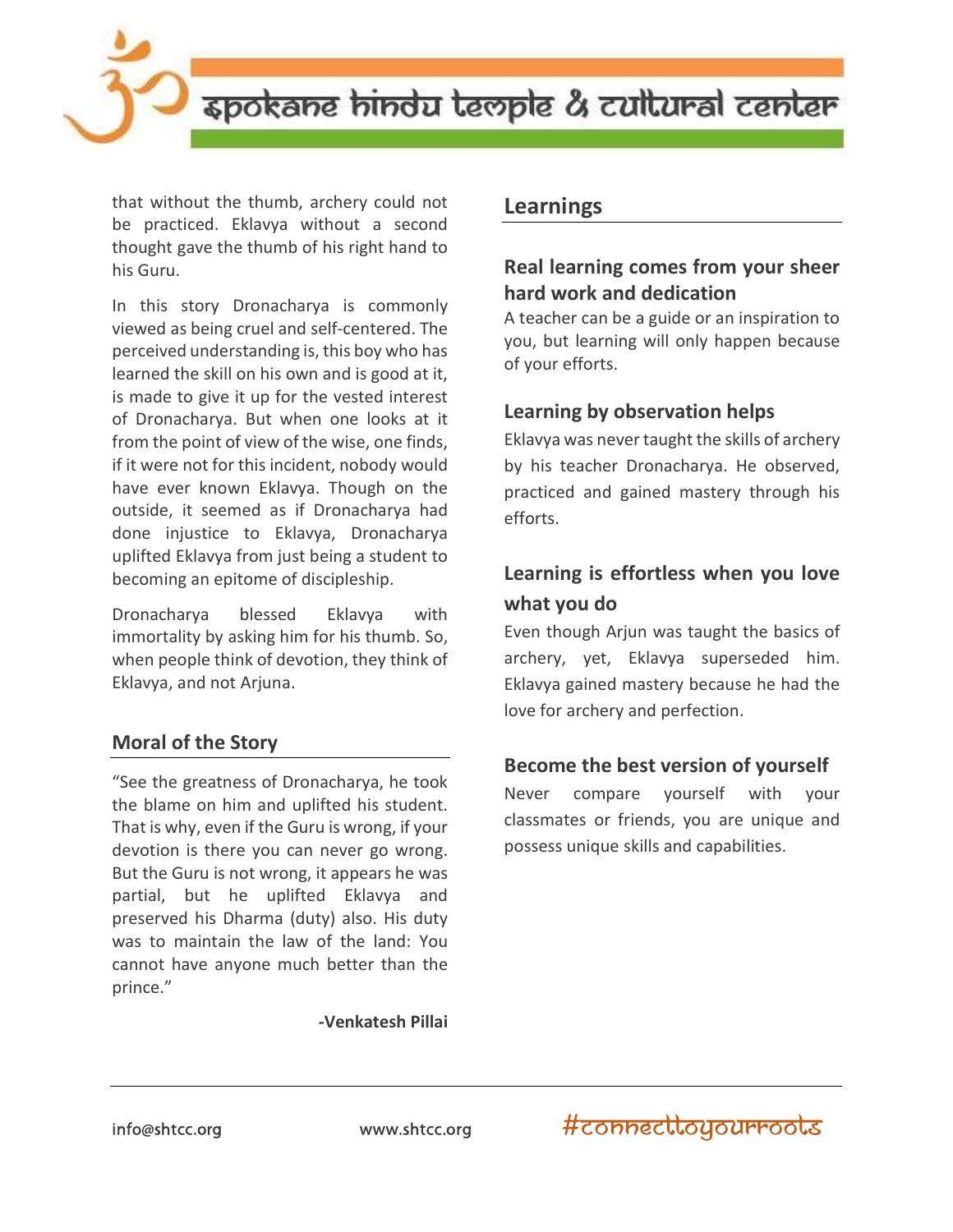that without the thumb, archery could not be practiced. Eklavya without a second thought gave the thumb of his right hand to his Guru.

In this story Dronacharya is commonly viewed as being cruel and self-centered. The perceived understanding is, this boy who has learned the skill on his own and is good at it, is made to give it up for the vested interest of Dronacharya. But when one looks at it from the point of view of the wise, one finds, if it were not for this incident, nobody would have ever known Eklavya. Though on the outside, it seemed as if Dronacharya had done injustice to Eklavya, Dronacharya uplifted Eklavya from just being a student to becoming an epitome of discipleship.

Dronacharya blessed Eklavya with immortality by asking him for his thumb. So, when people think of devotion, they think of Eklavya, and not Arjuna.

## Moral of the Story

"See the greatness of Dronacharya, he took the blame on him and uplifted his student. That is why, even if the Guru is wrong, if your devotion is there you can never go wrong. But the Guru is not wrong, it appears he was partial, but he uplifted Eklavya and preserved his Dharma (duty) also. His duty was to maintain the law of the land: You cannot have anyone much better than the prince."

**-Venkatesh Pillai**

## Learnings

### Real learning comes from your sheer hard work and dedication

A teacher can be a guide or an inspiration to you, but learning will only happen because of your efforts.

### Learning by observation helps

Eklavya was never taught the skills of archery by his teacher Dronacharya. He observed, practiced and gained mastery through his efforts.

### Learning is effortless when you love what you do

Even though Arjun was taught the basics of archery, yet, Eklavya superseded him. Eklavya gained mastery because he had the love for archery and perfection.

### Become the best version of yourself

Never compare yourself with your classmates or friends, you are unique and possess unique skills and capabilities.